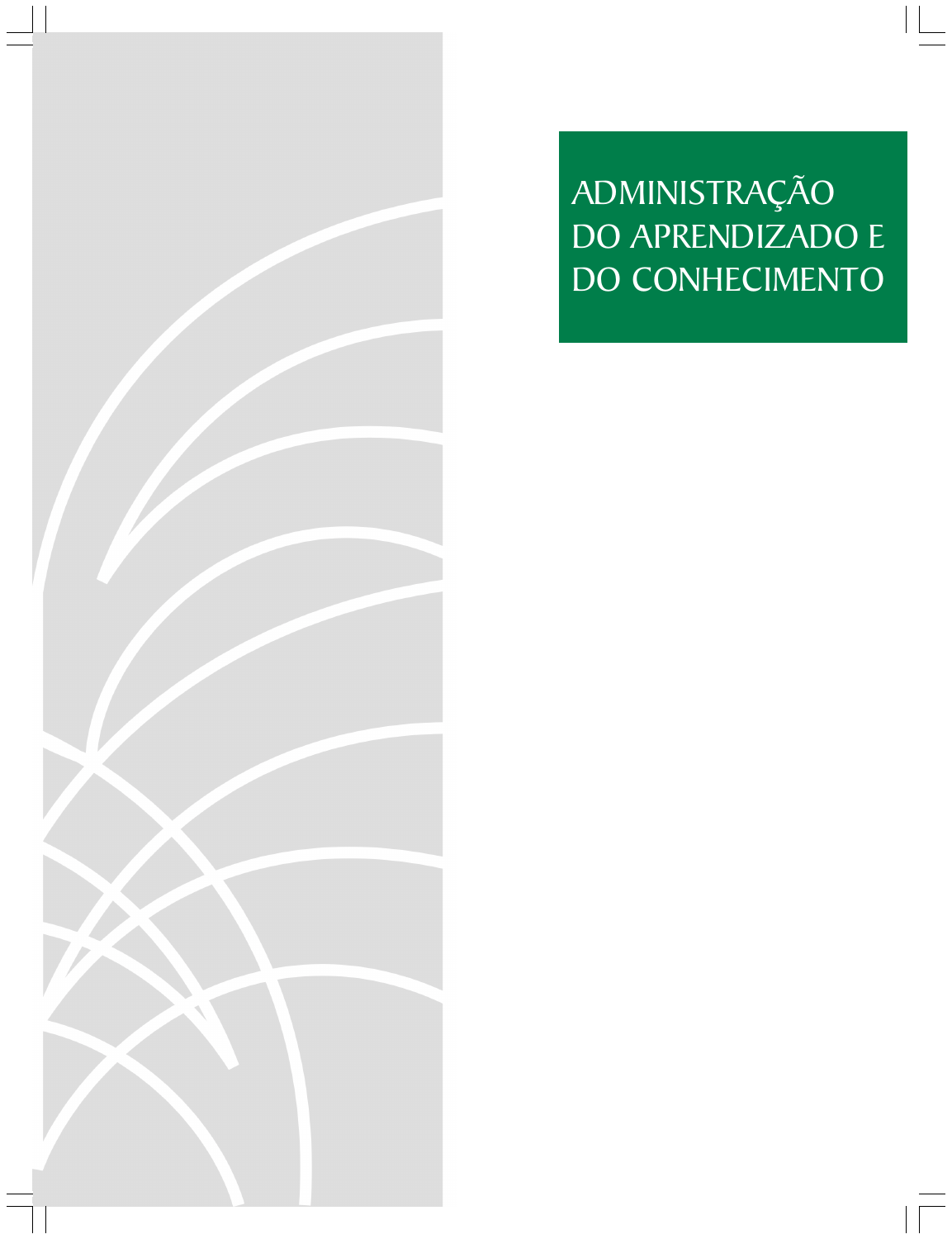# ADMINISTRAÇÃO DO APRENDIZADO E DO CONHECIMENTO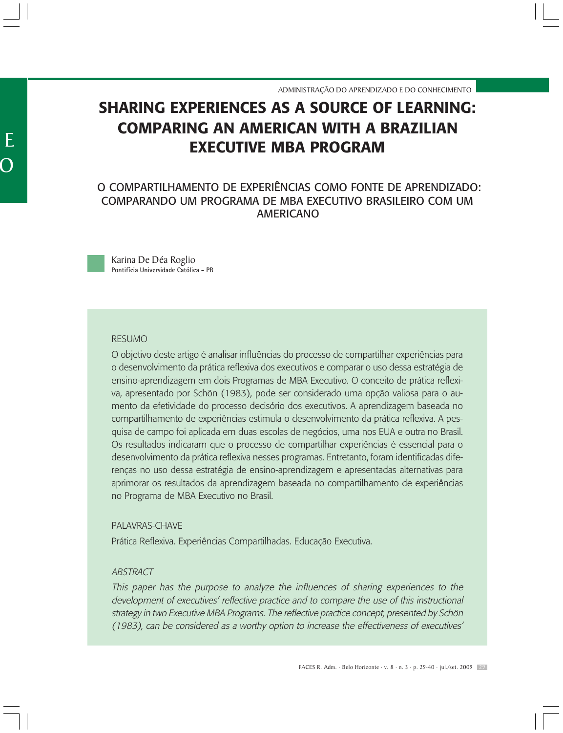ADMINISTRAÇÃO DO APRENDIZADO E DO CONHECIMENTO

# SHARING EXPERIENCES AS A SOURCE OF LEARNING: COMPARING AN AMERICAN WITH A BRAZILIAN EXECUTIVE MBA PROGRAM

## O COMPARTILHAMENTO DE EXPERIÊNCIAS COMO FONTE DE APRENDIZADO: COMPARANDO UM PROGRAMA DE MBA EXECUTIVO BRASILEIRO COM UM AMERICANO

Karina De Déa Roglio
Pontifícia Universidade Católica – PR

### RESUMO

O objetivo deste artigo é analisar influências do processo de compartilhar experiências para o desenvolvimento da prática reflexiva dos executivos e comparar o uso dessa estratégia de ensino-aprendizagem em dois Programas de MBA Executivo. O conceito de prática reflexiva, apresentado por Schön (1983), pode ser considerado uma opção valiosa para o aumento da efetividade do processo decisório dos executivos. A aprendizagem baseada no compartilhamento de experiências estimula o desenvolvimento da prática reflexiva. A pesquisa de campo foi aplicada em duas escolas de negócios, uma nos EUA e outra no Brasil. Os resultados indicaram que o processo de compartilhar experiências é essencial para o desenvolvimento da prática reflexiva nesses programas. Entretanto, foram identificadas diferenças no uso dessa estratégia de ensino-aprendizagem e apresentadas alternativas para aprimorar os resultados da aprendizagem baseada no compartilhamento de experiências no Programa de MBA Executivo no Brasil.

### PALAVRAS-CHAVE

Prática Reflexiva. Experiências Compartilhadas. Educação Executiva.

### *ABSTRACT*

*This paper has the purpose to analyze the influences of sharing experiences to the development of executives' reflective practice and to compare the use of this instructional strategy in two Executive MBA Programs. The reflective practice concept, presented by Schön (1983), can be considered as a worthy option to increase the effectiveness of executives'*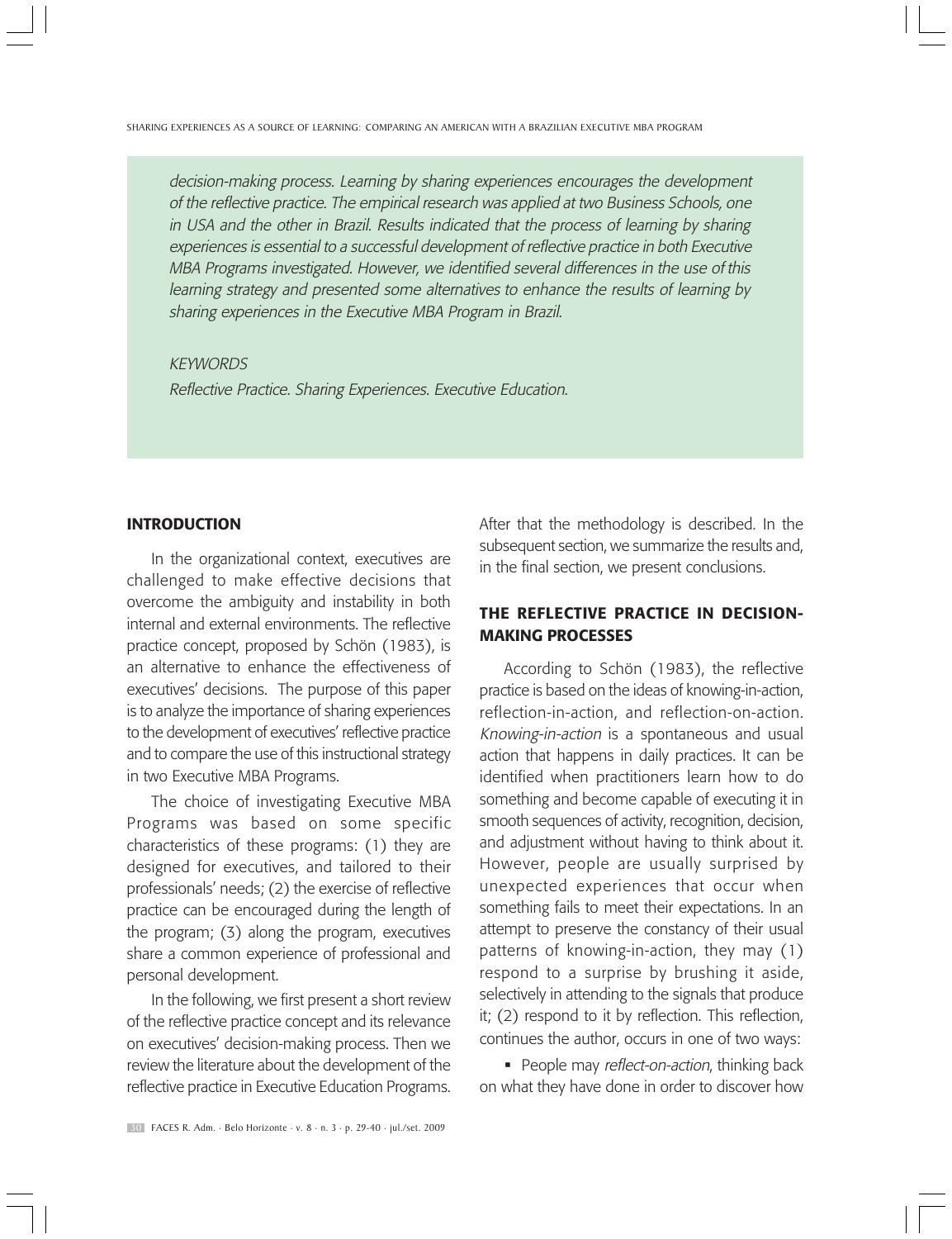*decision-making process. Learning by sharing experiences encourages the development of the reflective practice. The empirical research was applied at two Business Schools, one in USA and the other in Brazil. Results indicated that the process of learning by sharing experiences is essential to a successful development of reflective practice in both Executive MBA Programs investigated. However, we identified several differences in the use of this learning strategy and presented some alternatives to enhance the results of learning by sharing experiences in the Executive MBA Program in Brazil.*

*KEYWORDS*

*Reflective Practice. Sharing Experiences. Executive Education.*

## INTRODUCTION

In the organizational context, executives are challenged to make effective decisions that overcome the ambiguity and instability in both internal and external environments. The reflective practice concept, proposed by Schön (1983), is an alternative to enhance the effectiveness of executives' decisions. The purpose of this paper is to analyze the importance of sharing experiences to the development of executives' reflective practice and to compare the use of this instructional strategy in two Executive MBA Programs.

The choice of investigating Executive MBA Programs was based on some specific characteristics of these programs: (1) they are designed for executives, and tailored to their professionals' needs; (2) the exercise of reflective practice can be encouraged during the length of the program; (3) along the program, executives share a common experience of professional and personal development.

In the following, we first present a short review of the reflective practice concept and its relevance on executives' decision-making process. Then we review the literature about the development of the reflective practice in Executive Education Programs. After that the methodology is described. In the subsequent section, we summarize the results and, in the final section, we present conclusions.

## THE REFLECTIVE PRACTICE IN DECISION-MAKING PROCESSES

According to Schön (1983), the reflective practice is based on the ideas of knowing-in-action, reflection-in-action, and reflection-on-action. *Knowing-in-action* is a spontaneous and usual action that happens in daily practices. It can be identified when practitioners learn how to do something and become capable of executing it in smooth sequences of activity, recognition, decision, and adjustment without having to think about it. However, people are usually surprised by unexpected experiences that occur when something fails to meet their expectations. In an attempt to preserve the constancy of their usual patterns of knowing-in-action, they may (1) respond to a surprise by brushing it aside, selectively in attending to the signals that produce it; (2) respond to it by reflection. This reflection, continues the author, occurs in one of two ways:

- People may *reflect-on-action*, thinking back on what they have done in order to discover how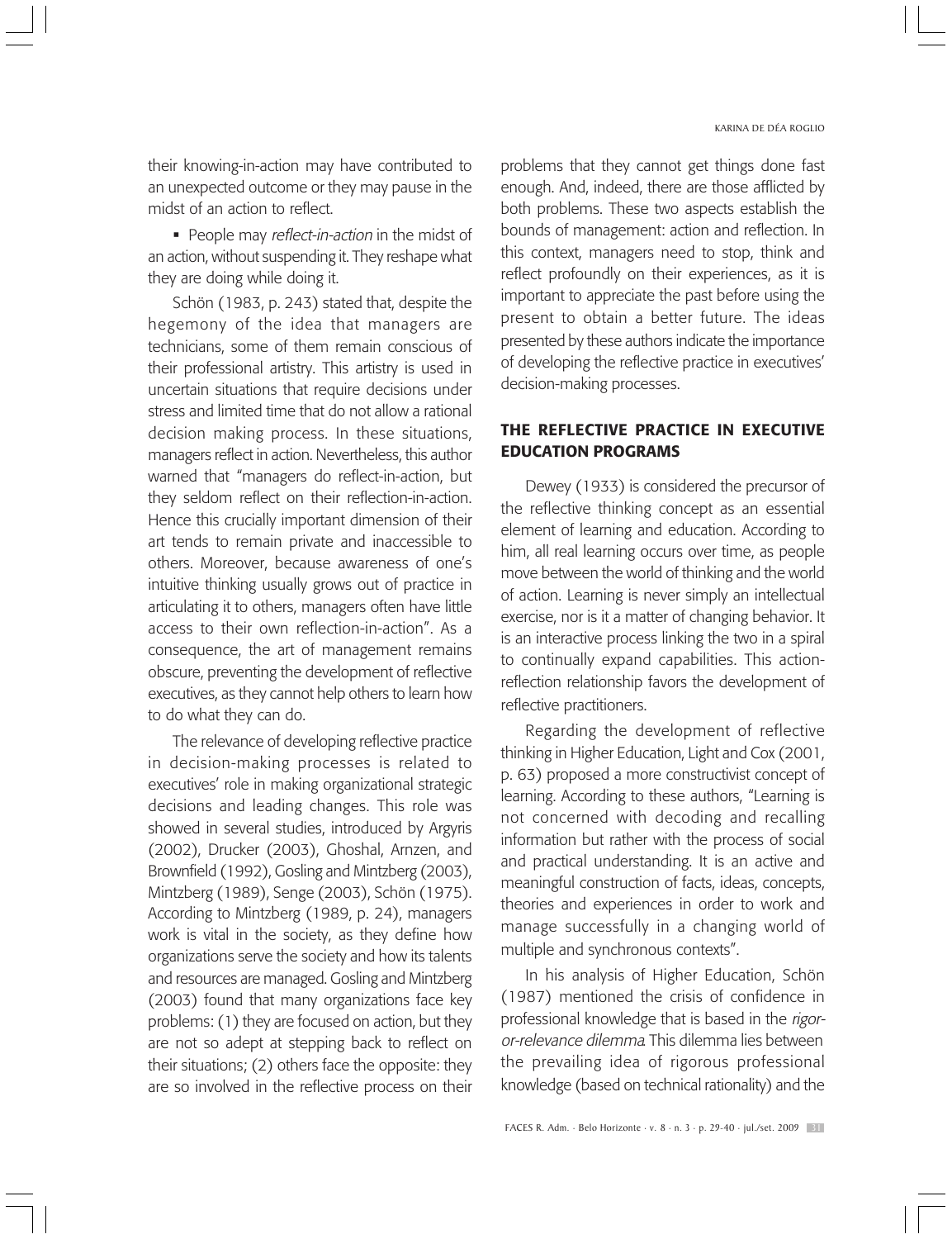their knowing-in-action may have contributed to an unexpected outcome or they may pause in the midst of an action to reflect.

- People may *reflect-in-action* in the midst of an action, without suspending it. They reshape what they are doing while doing it.

Schön (1983, p. 243) stated that, despite the hegemony of the idea that managers are technicians, some of them remain conscious of their professional artistry. This artistry is used in uncertain situations that require decisions under stress and limited time that do not allow a rational decision making process. In these situations, managers reflect in action. Nevertheless, this author warned that "managers do reflect-in-action, but they seldom reflect on their reflection-in-action. Hence this crucially important dimension of their art tends to remain private and inaccessible to others. Moreover, because awareness of one's intuitive thinking usually grows out of practice in articulating it to others, managers often have little access to their own reflection-in-action". As a consequence, the art of management remains obscure, preventing the development of reflective executives, as they cannot help others to learn how to do what they can do.

The relevance of developing reflective practice in decision-making processes is related to executives' role in making organizational strategic decisions and leading changes. This role was showed in several studies, introduced by Argyris (2002), Drucker (2003), Ghoshal, Arnzen, and Brownfield (1992), Gosling and Mintzberg (2003), Mintzberg (1989), Senge (2003), Schön (1975). According to Mintzberg (1989, p. 24), managers work is vital in the society, as they define how organizations serve the society and how its talents and resources are managed. Gosling and Mintzberg (2003) found that many organizations face key problems: (1) they are focused on action, but they are not so adept at stepping back to reflect on their situations; (2) others face the opposite: they are so involved in the reflective process on their problems that they cannot get things done fast enough. And, indeed, there are those afflicted by both problems. These two aspects establish the bounds of management: action and reflection. In this context, managers need to stop, think and reflect profoundly on their experiences, as it is important to appreciate the past before using the present to obtain a better future. The ideas presented by these authors indicate the importance of developing the reflective practice in executives' decision-making processes.

## THE REFLECTIVE PRACTICE IN EXECUTIVE EDUCATION PROGRAMS

Dewey (1933) is considered the precursor of the reflective thinking concept as an essential element of learning and education. According to him, all real learning occurs over time, as people move between the world of thinking and the world of action. Learning is never simply an intellectual exercise, nor is it a matter of changing behavior. It is an interactive process linking the two in a spiral to continually expand capabilities. This action-reflection relationship favors the development of reflective practitioners.

Regarding the development of reflective thinking in Higher Education, Light and Cox (2001, p. 63) proposed a more constructivist concept of learning. According to these authors, "Learning is not concerned with decoding and recalling information but rather with the process of social and practical understanding. It is an active and meaningful construction of facts, ideas, concepts, theories and experiences in order to work and manage successfully in a changing world of multiple and synchronous contexts".

In his analysis of Higher Education, Schön (1987) mentioned the crisis of confidence in professional knowledge that is based in the *rigor-or-relevance dilemma*. This dilemma lies between the prevailing idea of rigorous professional knowledge (based on technical rationality) and the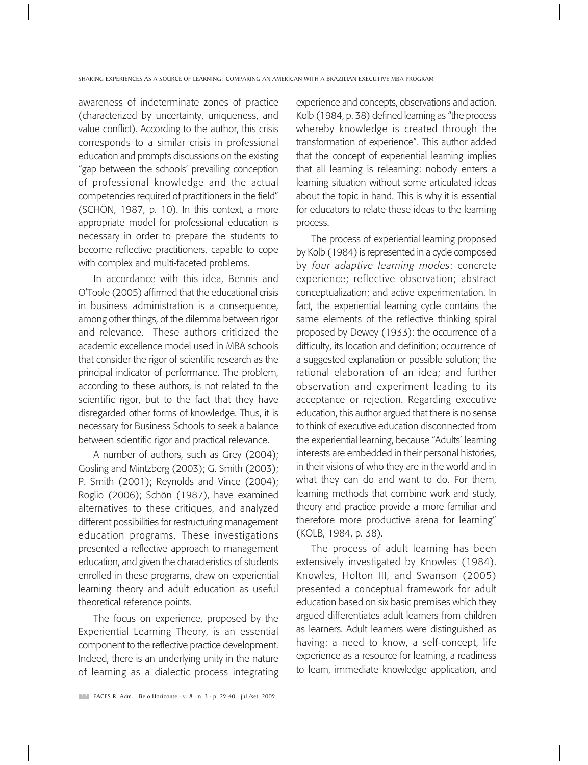awareness of indeterminate zones of practice (characterized by uncertainty, uniqueness, and value conflict). According to the author, this crisis corresponds to a similar crisis in professional education and prompts discussions on the existing "gap between the schools' prevailing conception of professional knowledge and the actual competencies required of practitioners in the field" (SCHÖN, 1987, p. 10). In this context, a more appropriate model for professional education is necessary in order to prepare the students to become reflective practitioners, capable to cope with complex and multi-faceted problems.

In accordance with this idea, Bennis and O'Toole (2005) affirmed that the educational crisis in business administration is a consequence, among other things, of the dilemma between rigor and relevance. These authors criticized the academic excellence model used in MBA schools that consider the rigor of scientific research as the principal indicator of performance. The problem, according to these authors, is not related to the scientific rigor, but to the fact that they have disregarded other forms of knowledge. Thus, it is necessary for Business Schools to seek a balance between scientific rigor and practical relevance.

A number of authors, such as Grey (2004); Gosling and Mintzberg (2003); G. Smith (2003); P. Smith (2001); Reynolds and Vince (2004); Roglio (2006); Schön (1987), have examined alternatives to these critiques, and analyzed different possibilities for restructuring management education programs. These investigations presented a reflective approach to management education, and given the characteristics of students enrolled in these programs, draw on experiential learning theory and adult education as useful theoretical reference points.

The focus on experience, proposed by the Experiential Learning Theory, is an essential component to the reflective practice development. Indeed, there is an underlying unity in the nature of learning as a dialectic process integrating experience and concepts, observations and action. Kolb (1984, p. 38) defined learning as "the process whereby knowledge is created through the transformation of experience". This author added that the concept of experiential learning implies that all learning is relearning: nobody enters a learning situation without some articulated ideas about the topic in hand. This is why it is essential for educators to relate these ideas to the learning process.

The process of experiential learning proposed by Kolb (1984) is represented in a cycle composed by *four adaptive learning modes*: concrete experience; reflective observation; abstract conceptualization; and active experimentation. In fact, the experiential learning cycle contains the same elements of the reflective thinking spiral proposed by Dewey (1933): the occurrence of a difficulty, its location and definition; occurrence of a suggested explanation or possible solution; the rational elaboration of an idea; and further observation and experiment leading to its acceptance or rejection. Regarding executive education, this author argued that there is no sense to think of executive education disconnected from the experiential learning, because "Adults' learning interests are embedded in their personal histories, in their visions of who they are in the world and in what they can do and want to do. For them, learning methods that combine work and study, theory and practice provide a more familiar and therefore more productive arena for learning" (KOLB, 1984, p. 38).

The process of adult learning has been extensively investigated by Knowles (1984). Knowles, Holton III, and Swanson (2005) presented a conceptual framework for adult education based on six basic premises which they argued differentiates adult learners from children as learners. Adult learners were distinguished as having: a need to know, a self-concept, life experience as a resource for learning, a readiness to learn, immediate knowledge application, and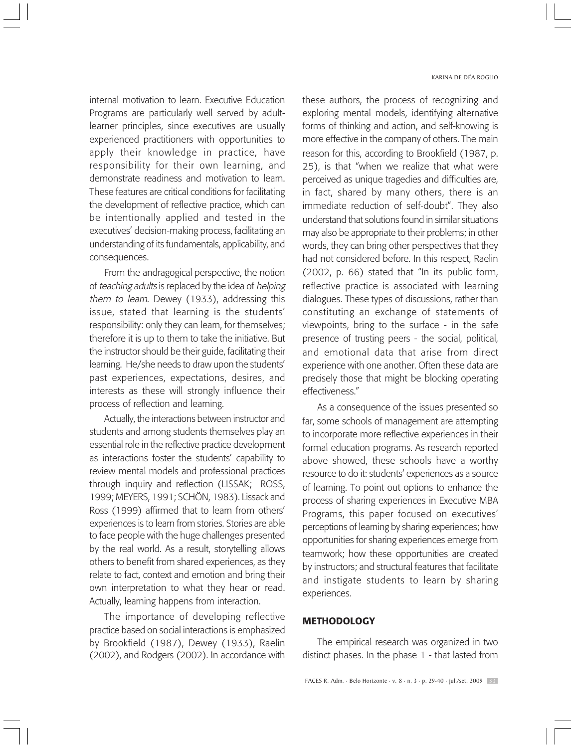internal motivation to learn. Executive Education Programs are particularly well served by adult-learner principles, since executives are usually experienced practitioners with opportunities to apply their knowledge in practice, have responsibility for their own learning, and demonstrate readiness and motivation to learn. These features are critical conditions for facilitating the development of reflective practice, which can be intentionally applied and tested in the executives' decision-making process, facilitating an understanding of its fundamentals, applicability, and consequences.

From the andragogical perspective, the notion of *teaching adults* is replaced by the idea of *helping them to learn*. Dewey (1933), addressing this issue, stated that learning is the students' responsibility: only they can learn, for themselves; therefore it is up to them to take the initiative. But the instructor should be their guide, facilitating their learning. He/she needs to draw upon the students' past experiences, expectations, desires, and interests as these will strongly influence their process of reflection and learning.

Actually, the interactions between instructor and students and among students themselves play an essential role in the reflective practice development as interactions foster the students' capability to review mental models and professional practices through inquiry and reflection (LISSAK; ROSS, 1999; MEYERS, 1991; SCHÖN, 1983). Lissack and Ross (1999) affirmed that to learn from others' experiences is to learn from stories. Stories are able to face people with the huge challenges presented by the real world. As a result, storytelling allows others to benefit from shared experiences, as they relate to fact, context and emotion and bring their own interpretation to what they hear or read. Actually, learning happens from interaction.

The importance of developing reflective practice based on social interactions is emphasized by Brookfield (1987), Dewey (1933), Raelin (2002), and Rodgers (2002). In accordance with these authors, the process of recognizing and exploring mental models, identifying alternative forms of thinking and action, and self-knowing is more effective in the company of others. The main reason for this, according to Brookfield (1987, p. 25), is that "when we realize that what were perceived as unique tragedies and difficulties are, in fact, shared by many others, there is an immediate reduction of self-doubt". They also understand that solutions found in similar situations may also be appropriate to their problems; in other words, they can bring other perspectives that they had not considered before. In this respect, Raelin (2002, p. 66) stated that "In its public form, reflective practice is associated with learning dialogues. These types of discussions, rather than constituting an exchange of statements of viewpoints, bring to the surface - in the safe presence of trusting peers - the social, political, and emotional data that arise from direct experience with one another. Often these data are precisely those that might be blocking operating effectiveness."

As a consequence of the issues presented so far, some schools of management are attempting to incorporate more reflective experiences in their formal education programs. As research reported above showed, these schools have a worthy resource to do it: students' experiences as a source of learning. To point out options to enhance the process of sharing experiences in Executive MBA Programs, this paper focused on executives' perceptions of learning by sharing experiences; how opportunities for sharing experiences emerge from teamwork; how these opportunities are created by instructors; and structural features that facilitate and instigate students to learn by sharing experiences.

## METHODOLOGY

The empirical research was organized in two distinct phases. In the phase 1 - that lasted from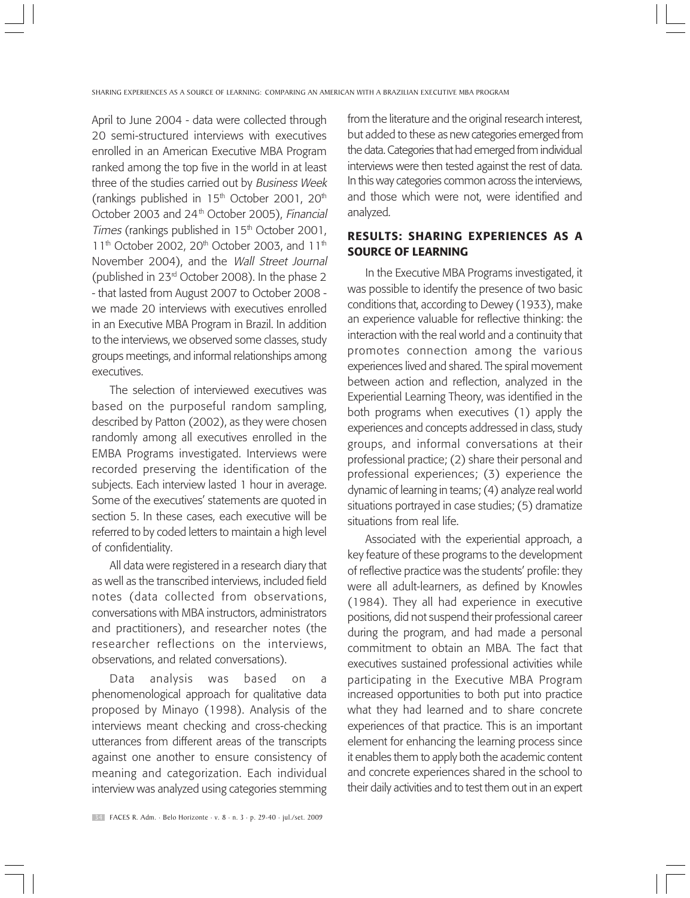April to June 2004 - data were collected through 20 semi-structured interviews with executives enrolled in an American Executive MBA Program ranked among the top five in the world in at least three of the studies carried out by *Business Week* (rankings published in 15th October 2001, 20th October 2003 and 24th October 2005), *Financial Times* (rankings published in 15th October 2001, 11th October 2002, 20th October 2003, and 11th November 2004), and the *Wall Street Journal* (published in 23rd October 2008). In the phase 2 - that lasted from August 2007 to October 2008 - we made 20 interviews with executives enrolled in an Executive MBA Program in Brazil. In addition to the interviews, we observed some classes, study groups meetings, and informal relationships among executives.

The selection of interviewed executives was based on the purposeful random sampling, described by Patton (2002), as they were chosen randomly among all executives enrolled in the EMBA Programs investigated. Interviews were recorded preserving the identification of the subjects. Each interview lasted 1 hour in average. Some of the executives' statements are quoted in section 5. In these cases, each executive will be referred to by coded letters to maintain a high level of confidentiality.

All data were registered in a research diary that as well as the transcribed interviews, included field notes (data collected from observations, conversations with MBA instructors, administrators and practitioners), and researcher notes (the researcher reflections on the interviews, observations, and related conversations).

Data analysis was based on a phenomenological approach for qualitative data proposed by Minayo (1998). Analysis of the interviews meant checking and cross-checking utterances from different areas of the transcripts against one another to ensure consistency of meaning and categorization. Each individual interview was analyzed using categories stemming from the literature and the original research interest, but added to these as new categories emerged from the data. Categories that had emerged from individual interviews were then tested against the rest of data. In this way categories common across the interviews, and those which were not, were identified and analyzed.

## RESULTS: SHARING EXPERIENCES AS A SOURCE OF LEARNING

In the Executive MBA Programs investigated, it was possible to identify the presence of two basic conditions that, according to Dewey (1933), make an experience valuable for reflective thinking: the interaction with the real world and a continuity that promotes connection among the various experiences lived and shared. The spiral movement between action and reflection, analyzed in the Experiential Learning Theory, was identified in the both programs when executives (1) apply the experiences and concepts addressed in class, study groups, and informal conversations at their professional practice; (2) share their personal and professional experiences; (3) experience the dynamic of learning in teams; (4) analyze real world situations portrayed in case studies; (5) dramatize situations from real life.

Associated with the experiential approach, a key feature of these programs to the development of reflective practice was the students' profile: they were all adult-learners, as defined by Knowles (1984). They all had experience in executive positions, did not suspend their professional career during the program, and had made a personal commitment to obtain an MBA. The fact that executives sustained professional activities while participating in the Executive MBA Program increased opportunities to both put into practice what they had learned and to share concrete experiences of that practice. This is an important element for enhancing the learning process since it enables them to apply both the academic content and concrete experiences shared in the school to their daily activities and to test them out in an expert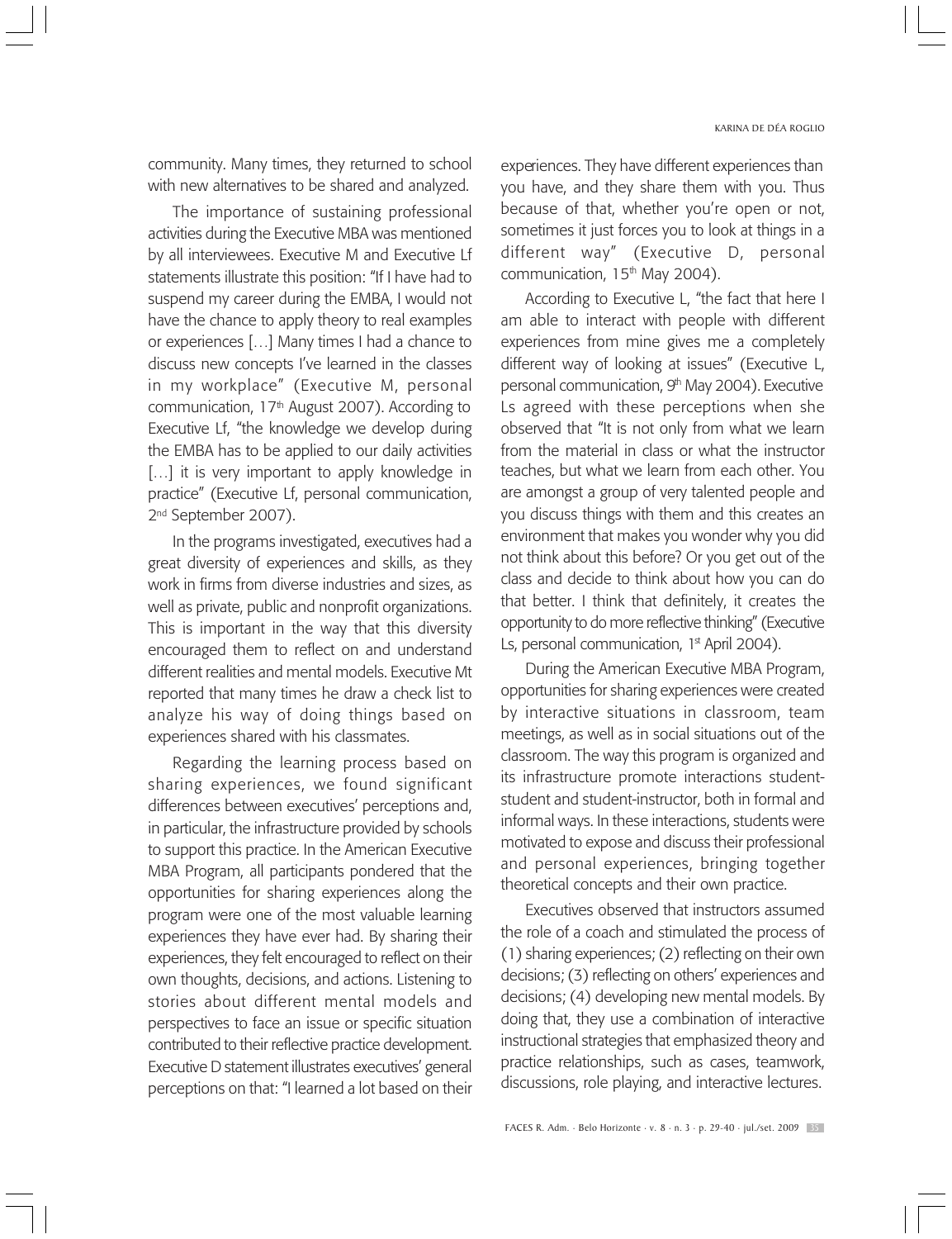community. Many times, they returned to school with new alternatives to be shared and analyzed.

The importance of sustaining professional activities during the Executive MBA was mentioned by all interviewees. Executive M and Executive Lf statements illustrate this position: "If I have had to suspend my career during the EMBA, I would not have the chance to apply theory to real examples or experiences […] Many times I had a chance to discuss new concepts I've learned in the classes in my workplace" (Executive M, personal communication, 17th August 2007). According to Executive Lf, "the knowledge we develop during the EMBA has to be applied to our daily activities […] it is very important to apply knowledge in practice" (Executive Lf, personal communication, 2nd September 2007).

In the programs investigated, executives had a great diversity of experiences and skills, as they work in firms from diverse industries and sizes, as well as private, public and nonprofit organizations. This is important in the way that this diversity encouraged them to reflect on and understand different realities and mental models. Executive Mt reported that many times he draw a check list to analyze his way of doing things based on experiences shared with his classmates.

Regarding the learning process based on sharing experiences, we found significant differences between executives' perceptions and, in particular, the infrastructure provided by schools to support this practice. In the American Executive MBA Program, all participants pondered that the opportunities for sharing experiences along the program were one of the most valuable learning experiences they have ever had. By sharing their experiences, they felt encouraged to reflect on their own thoughts, decisions, and actions. Listening to stories about different mental models and perspectives to face an issue or specific situation contributed to their reflective practice development. Executive D statement illustrates executives' general perceptions on that: "I learned a lot based on their experiences. They have different experiences than you have, and they share them with you. Thus because of that, whether you're open or not, sometimes it just forces you to look at things in a different way" (Executive D, personal communication, 15th May 2004).

According to Executive L, "the fact that here I am able to interact with people with different experiences from mine gives me a completely different way of looking at issues" (Executive L, personal communication, 9th May 2004). Executive Ls agreed with these perceptions when she observed that "It is not only from what we learn from the material in class or what the instructor teaches, but what we learn from each other. You are amongst a group of very talented people and you discuss things with them and this creates an environment that makes you wonder why you did not think about this before? Or you get out of the class and decide to think about how you can do that better. I think that definitely, it creates the opportunity to do more reflective thinking" (Executive Ls, personal communication, 1st April 2004).

During the American Executive MBA Program, opportunities for sharing experiences were created by interactive situations in classroom, team meetings, as well as in social situations out of the classroom. The way this program is organized and its infrastructure promote interactions student-student and student-instructor, both in formal and informal ways. In these interactions, students were motivated to expose and discuss their professional and personal experiences, bringing together theoretical concepts and their own practice.

Executives observed that instructors assumed the role of a coach and stimulated the process of (1) sharing experiences; (2) reflecting on their own decisions; (3) reflecting on others' experiences and decisions; (4) developing new mental models. By doing that, they use a combination of interactive instructional strategies that emphasized theory and practice relationships, such as cases, teamwork, discussions, role playing, and interactive lectures.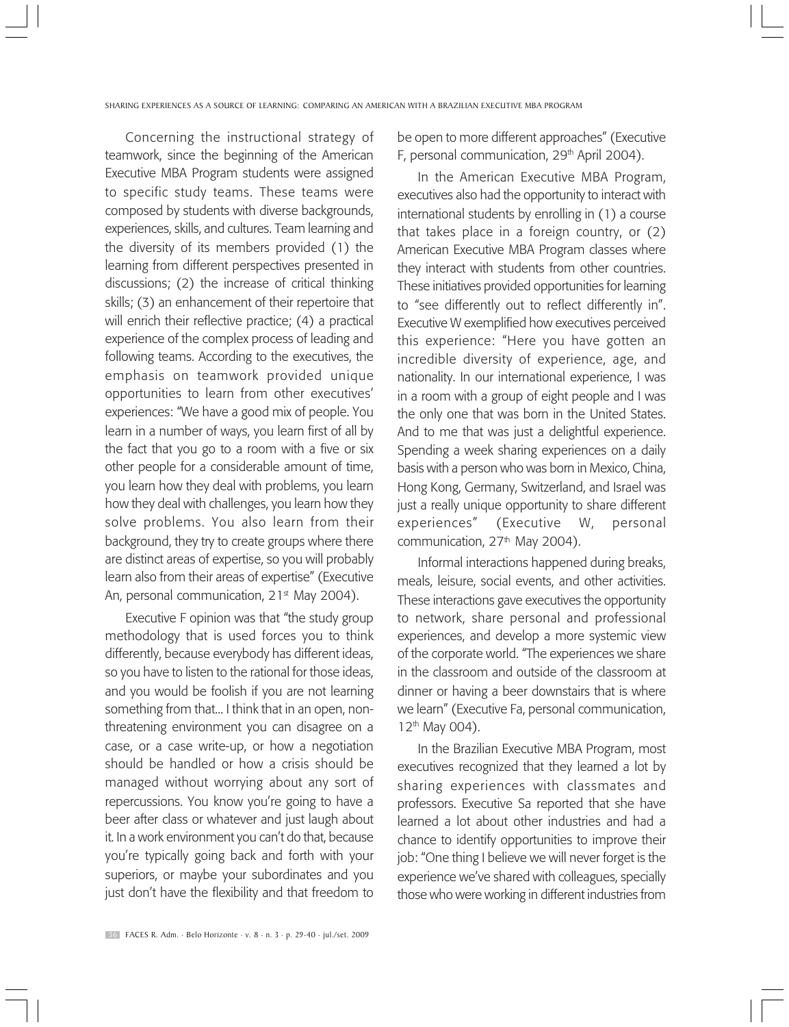Concerning the instructional strategy of teamwork, since the beginning of the American Executive MBA Program students were assigned to specific study teams. These teams were composed by students with diverse backgrounds, experiences, skills, and cultures. Team learning and the diversity of its members provided (1) the learning from different perspectives presented in discussions; (2) the increase of critical thinking skills; (3) an enhancement of their repertoire that will enrich their reflective practice; (4) a practical experience of the complex process of leading and following teams. According to the executives, the emphasis on teamwork provided unique opportunities to learn from other executives' experiences: "We have a good mix of people. You learn in a number of ways, you learn first of all by the fact that you go to a room with a five or six other people for a considerable amount of time, you learn how they deal with problems, you learn how they deal with challenges, you learn how they solve problems. You also learn from their background, they try to create groups where there are distinct areas of expertise, so you will probably learn also from their areas of expertise" (Executive An, personal communication, 21st May 2004).

Executive F opinion was that "the study group methodology that is used forces you to think differently, because everybody has different ideas, so you have to listen to the rational for those ideas, and you would be foolish if you are not learning something from that... I think that in an open, non-threatening environment you can disagree on a case, or a case write-up, or how a negotiation should be handled or how a crisis should be managed without worrying about any sort of repercussions. You know you're going to have a beer after class or whatever and just laugh about it. In a work environment you can't do that, because you're typically going back and forth with your superiors, or maybe your subordinates and you just don't have the flexibility and that freedom to be open to more different approaches" (Executive F, personal communication, 29th April 2004).

In the American Executive MBA Program, executives also had the opportunity to interact with international students by enrolling in (1) a course that takes place in a foreign country, or (2) American Executive MBA Program classes where they interact with students from other countries. These initiatives provided opportunities for learning to "see differently out to reflect differently in". Executive W exemplified how executives perceived this experience: "Here you have gotten an incredible diversity of experience, age, and nationality. In our international experience, I was in a room with a group of eight people and I was the only one that was born in the United States. And to me that was just a delightful experience. Spending a week sharing experiences on a daily basis with a person who was born in Mexico, China, Hong Kong, Germany, Switzerland, and Israel was just a really unique opportunity to share different experiences" (Executive W, personal communication, 27th May 2004).

Informal interactions happened during breaks, meals, leisure, social events, and other activities. These interactions gave executives the opportunity to network, share personal and professional experiences, and develop a more systemic view of the corporate world. "The experiences we share in the classroom and outside of the classroom at dinner or having a beer downstairs that is where we learn" (Executive Fa, personal communication, 12th May 004).

In the Brazilian Executive MBA Program, most executives recognized that they learned a lot by sharing experiences with classmates and professors. Executive Sa reported that she have learned a lot about other industries and had a chance to identify opportunities to improve their job: "One thing I believe we will never forget is the experience we've shared with colleagues, specially those who were working in different industries from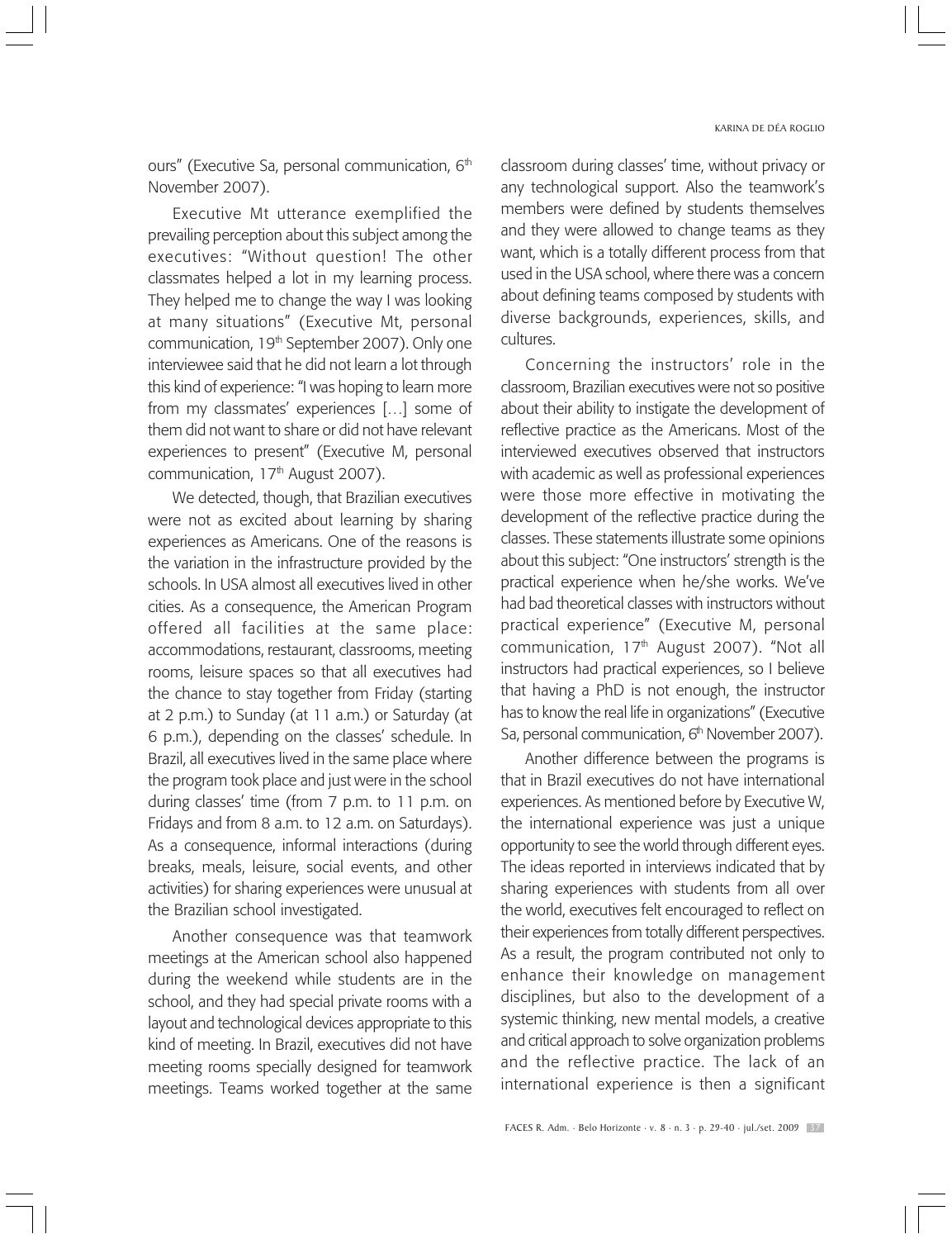ours" (Executive Sa, personal communication, 6th November 2007).

Executive Mt utterance exemplified the prevailing perception about this subject among the executives: "Without question! The other classmates helped a lot in my learning process. They helped me to change the way I was looking at many situations" (Executive Mt, personal communication, 19th September 2007). Only one interviewee said that he did not learn a lot through this kind of experience: "I was hoping to learn more from my classmates' experiences […] some of them did not want to share or did not have relevant experiences to present" (Executive M, personal communication, 17th August 2007).

We detected, though, that Brazilian executives were not as excited about learning by sharing experiences as Americans. One of the reasons is the variation in the infrastructure provided by the schools. In USA almost all executives lived in other cities. As a consequence, the American Program offered all facilities at the same place: accommodations, restaurant, classrooms, meeting rooms, leisure spaces so that all executives had the chance to stay together from Friday (starting at 2 p.m.) to Sunday (at 11 a.m.) or Saturday (at 6 p.m.), depending on the classes' schedule. In Brazil, all executives lived in the same place where the program took place and just were in the school during classes' time (from 7 p.m. to 11 p.m. on Fridays and from 8 a.m. to 12 a.m. on Saturdays). As a consequence, informal interactions (during breaks, meals, leisure, social events, and other activities) for sharing experiences were unusual at the Brazilian school investigated.

Another consequence was that teamwork meetings at the American school also happened during the weekend while students are in the school, and they had special private rooms with a layout and technological devices appropriate to this kind of meeting. In Brazil, executives did not have meeting rooms specially designed for teamwork meetings. Teams worked together at the same classroom during classes' time, without privacy or any technological support. Also the teamwork's members were defined by students themselves and they were allowed to change teams as they want, which is a totally different process from that used in the USA school, where there was a concern about defining teams composed by students with diverse backgrounds, experiences, skills, and cultures.

Concerning the instructors' role in the classroom, Brazilian executives were not so positive about their ability to instigate the development of reflective practice as the Americans. Most of the interviewed executives observed that instructors with academic as well as professional experiences were those more effective in motivating the development of the reflective practice during the classes. These statements illustrate some opinions about this subject: "One instructors' strength is the practical experience when he/she works. We've had bad theoretical classes with instructors without practical experience" (Executive M, personal communication, 17th August 2007). "Not all instructors had practical experiences, so I believe that having a PhD is not enough, the instructor has to know the real life in organizations" (Executive Sa, personal communication, 6th November 2007).

Another difference between the programs is that in Brazil executives do not have international experiences. As mentioned before by Executive W, the international experience was just a unique opportunity to see the world through different eyes. The ideas reported in interviews indicated that by sharing experiences with students from all over the world, executives felt encouraged to reflect on their experiences from totally different perspectives. As a result, the program contributed not only to enhance their knowledge on management disciplines, but also to the development of a systemic thinking, new mental models, a creative and critical approach to solve organization problems and the reflective practice. The lack of an international experience is then a significant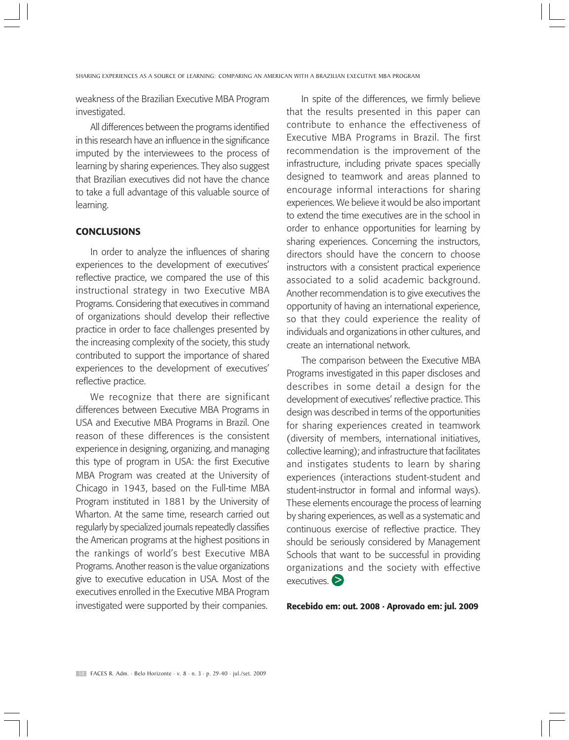weakness of the Brazilian Executive MBA Program investigated.

All differences between the programs identified in this research have an influence in the significance imputed by the interviewees to the process of learning by sharing experiences. They also suggest that Brazilian executives did not have the chance to take a full advantage of this valuable source of learning.

## CONCLUSIONS

In order to analyze the influences of sharing experiences to the development of executives' reflective practice, we compared the use of this instructional strategy in two Executive MBA Programs. Considering that executives in command of organizations should develop their reflective practice in order to face challenges presented by the increasing complexity of the society, this study contributed to support the importance of shared experiences to the development of executives' reflective practice.

We recognize that there are significant differences between Executive MBA Programs in USA and Executive MBA Programs in Brazil. One reason of these differences is the consistent experience in designing, organizing, and managing this type of program in USA: the first Executive MBA Program was created at the University of Chicago in 1943, based on the Full-time MBA Program instituted in 1881 by the University of Wharton. At the same time, research carried out regularly by specialized journals repeatedly classifies the American programs at the highest positions in the rankings of world's best Executive MBA Programs. Another reason is the value organizations give to executive education in USA. Most of the executives enrolled in the Executive MBA Program investigated were supported by their companies.

In spite of the differences, we firmly believe that the results presented in this paper can contribute to enhance the effectiveness of Executive MBA Programs in Brazil. The first recommendation is the improvement of the infrastructure, including private spaces specially designed to teamwork and areas planned to encourage informal interactions for sharing experiences. We believe it would be also important to extend the time executives are in the school in order to enhance opportunities for learning by sharing experiences. Concerning the instructors, directors should have the concern to choose instructors with a consistent practical experience associated to a solid academic background. Another recommendation is to give executives the opportunity of having an international experience, so that they could experience the reality of individuals and organizations in other cultures, and create an international network.

The comparison between the Executive MBA Programs investigated in this paper discloses and describes in some detail a design for the development of executives' reflective practice. This design was described in terms of the opportunities for sharing experiences created in teamwork (diversity of members, international initiatives, collective learning); and infrastructure that facilitates and instigates students to learn by sharing experiences (interactions student-student and student-instructor in formal and informal ways). These elements encourage the process of learning by sharing experiences, as well as a systematic and continuous exercise of reflective practice. They should be seriously considered by Management Schools that want to be successful in providing organizations and the society with effective executives.

**Recebido em: out. 2008 · Aprovado em: jul. 2009**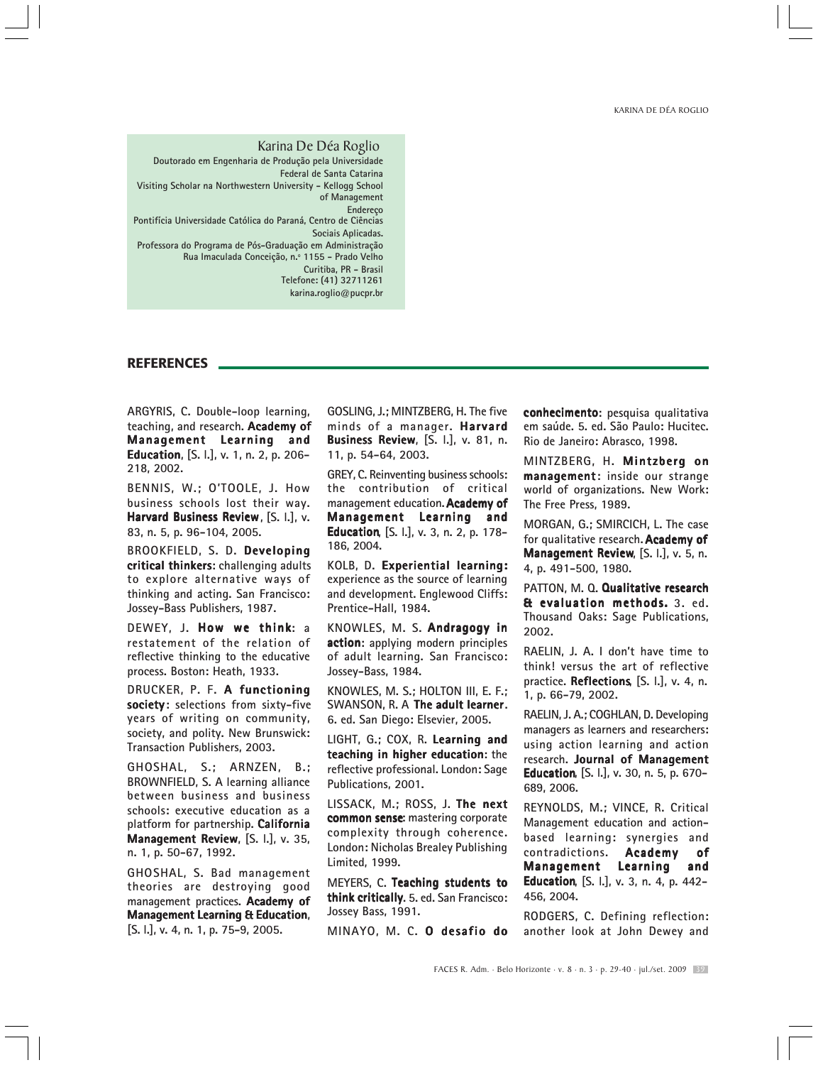Karina De Déa Roglio
Doutorado em Engenharia de Produção pela Universidade Federal de Santa Catarina
Visiting Scholar na Northwestern University - Kellogg School of Management
Endereço
Pontifícia Universidade Católica do Paraná, Centro de Ciências Sociais Aplicadas.
Professora do Programa de Pós-Graduação em Administração
Rua Imaculada Conceição, n.º 1155 - Prado Velho
Curitiba, PR - Brasil
Telefone: (41) 32711261
karina.roglio@pucpr.br

## REFERENCES

ARGYRIS, C. Double-loop learning, teaching, and research. **Academy of Management Learning and Education**, [S. l.], v. 1, n. 2, p. 206-218, 2002.

BENNIS, W.; O'TOOLE, J. How business schools lost their way. **Harvard Business Review**, [S. l.], v. 83, n. 5, p. 96-104, 2005.

BROOKFIELD, S. D. **Developing critical thinkers**: challenging adults to explore alternative ways of thinking and acting. San Francisco: Jossey-Bass Publishers, 1987.

DEWEY, J. **How we think**: a restatement of the relation of reflective thinking to the educative process. Boston: Heath, 1933.

DRUCKER, P. F. **A functioning society**: selections from sixty-five years of writing on community, society, and polity. New Brunswick: Transaction Publishers, 2003.

GHOSHAL, S.; ARNZEN, B.; BROWNFIELD, S. A learning alliance between business and business schools: executive education as a platform for partnership. **California Management Review**, [S. l.], v. 35, n. 1, p. 50-67, 1992.

GHOSHAL, S. Bad management theories are destroying good management practices. **Academy of Management Learning & Education**, [S. l.], v. 4, n. 1, p. 75-9, 2005.

GOSLING, J.; MINTZBERG, H. The five minds of a manager. **Harvard Business Review**, [S. l.], v. 81, n. 11, p. 54-64, 2003.

GREY, C. Reinventing business schools: the contribution of critical management education. **Academy of Management Learning and Education**, [S. l.], v. 3, n. 2, p. 178-186, 2004.

KOLB, D. **Experiential learning:** experience as the source of learning and development. Englewood Cliffs: Prentice-Hall, 1984.

KNOWLES, M. S. **Andragogy in action**: applying modern principles of adult learning. San Francisco: Jossey-Bass, 1984.

KNOWLES, M. S.; HOLTON III, E. F.; SWANSON, R. A **The adult learner**. 6. ed. San Diego: Elsevier, 2005.

LIGHT, G.; COX, R. **Learning and teaching in higher education**: the reflective professional. London: Sage Publications, 2001.

LISSACK, M.; ROSS, J. **The next common sense**: mastering corporate complexity through coherence. London: Nicholas Brealey Publishing Limited, 1999.

MEYERS, C. **Teaching students to think critically**. 5. ed. San Francisco: Jossey Bass, 1991.

MINAYO, M. C. **O desafio do conhecimento**: pesquisa qualitativa em saúde. 5. ed. São Paulo: Hucitec. Rio de Janeiro: Abrasco, 1998.

MINTZBERG, H. **Mintzberg on management**: inside our strange world of organizations. New Work: The Free Press, 1989.

MORGAN, G.; SMIRCICH, L. The case for qualitative research. **Academy of Management Review**, [S. l.], v. 5, n. 4, p. 491-500, 1980.

PATTON, M. Q. **Qualitative research & evaluation methods.** 3. ed. Thousand Oaks: Sage Publications, 2002.

RAELIN, J. A. I don't have time to think! versus the art of reflective practice. **Reflections**, [S. l.], v. 4, n. 1, p. 66-79, 2002.

RAELIN, J. A.; COGHLAN, D. Developing managers as learners and researchers: using action learning and action research. **Journal of Management Education**, [S. l.], v. 30, n. 5, p. 670-689, 2006.

REYNOLDS, M.; VINCE, R. Critical Management education and action-based learning: synergies and contradictions. **Academy of Management Learning and Education**, [S. l.], v. 3, n. 4, p. 442-456, 2004.

RODGERS, C. Defining reflection: another look at John Dewey and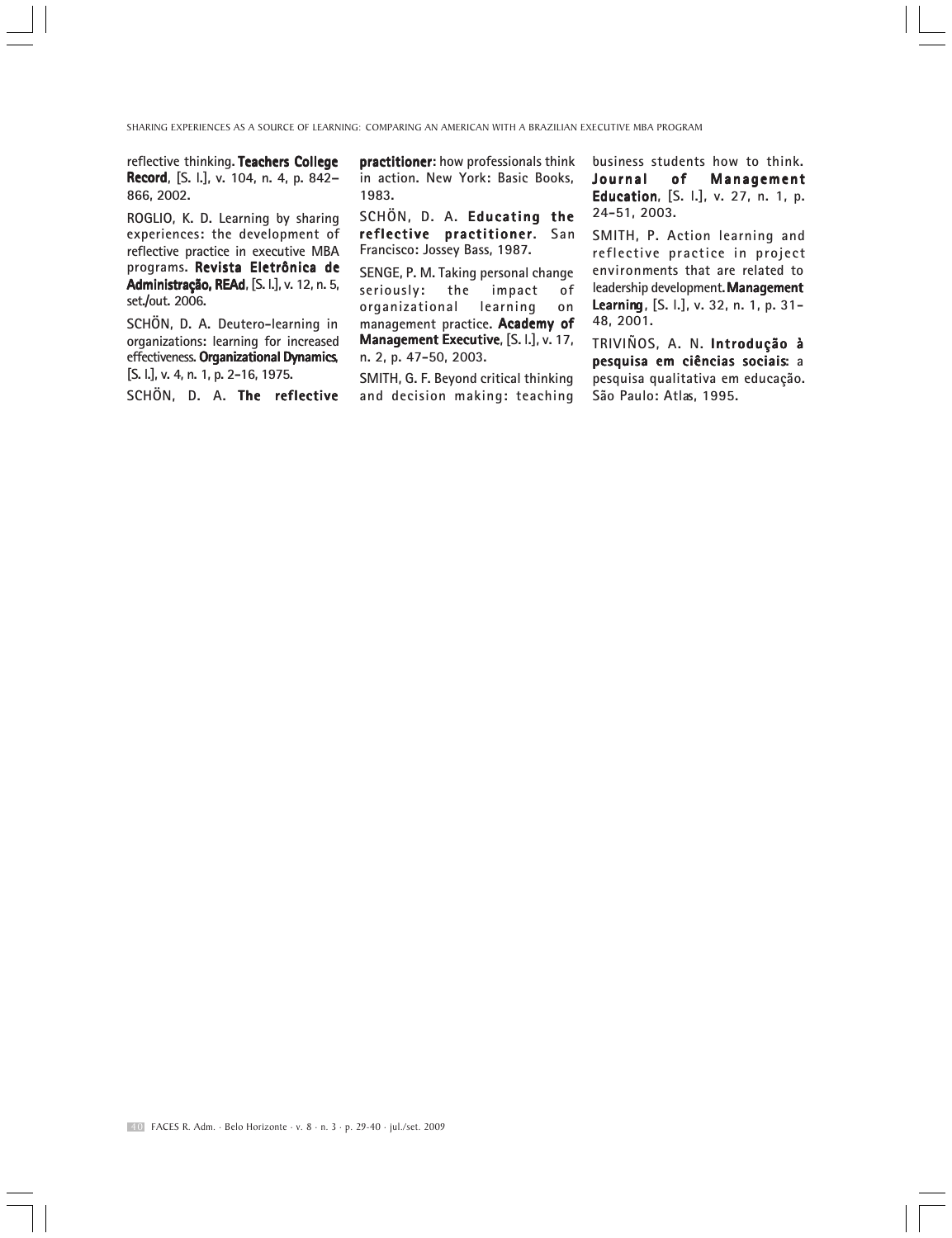reflective thinking. **Teachers College Record**, [S. l.], v. 104, n. 4, p. 842–866, 2002.

ROGLIO, K. D. Learning by sharing experiences: the development of reflective practice in executive MBA programs. **Revista Eletrônica de Administração, REAd**, [S. l.], v. 12, n. 5, set./out. 2006.

SCHÖN, D. A. Deutero-learning in organizations: learning for increased effectiveness. **Organizational Dynamics**, [S. l.], v. 4, n. 1, p. 2-16, 1975.

SCHÖN, D. A. **The reflective practitioner**: how professionals think in action. New York: Basic Books, 1983.

SCHÖN, D. A. **Educating the reflective practitioner**. San Francisco: Jossey Bass, 1987.

SENGE, P. M. Taking personal change seriously: the impact of organizational learning on management practice. **Academy of Management Executive**, [S. l.], v. 17, n. 2, p. 47-50, 2003.

SMITH, G. F. Beyond critical thinking and decision making: teaching business students how to think. **Journal of Management Education**, [S. l.], v. 27, n. 1, p. 24-51, 2003.

SMITH, P. Action learning and reflective practice in project environments that are related to leadership development. **Management Learning**, [S. l.], v. 32, n. 1, p. 31-48, 2001.

TRIVIÑOS, A. N. **Introdução à pesquisa em ciências sociais**: a pesquisa qualitativa em educação. São Paulo: Atlas, 1995.